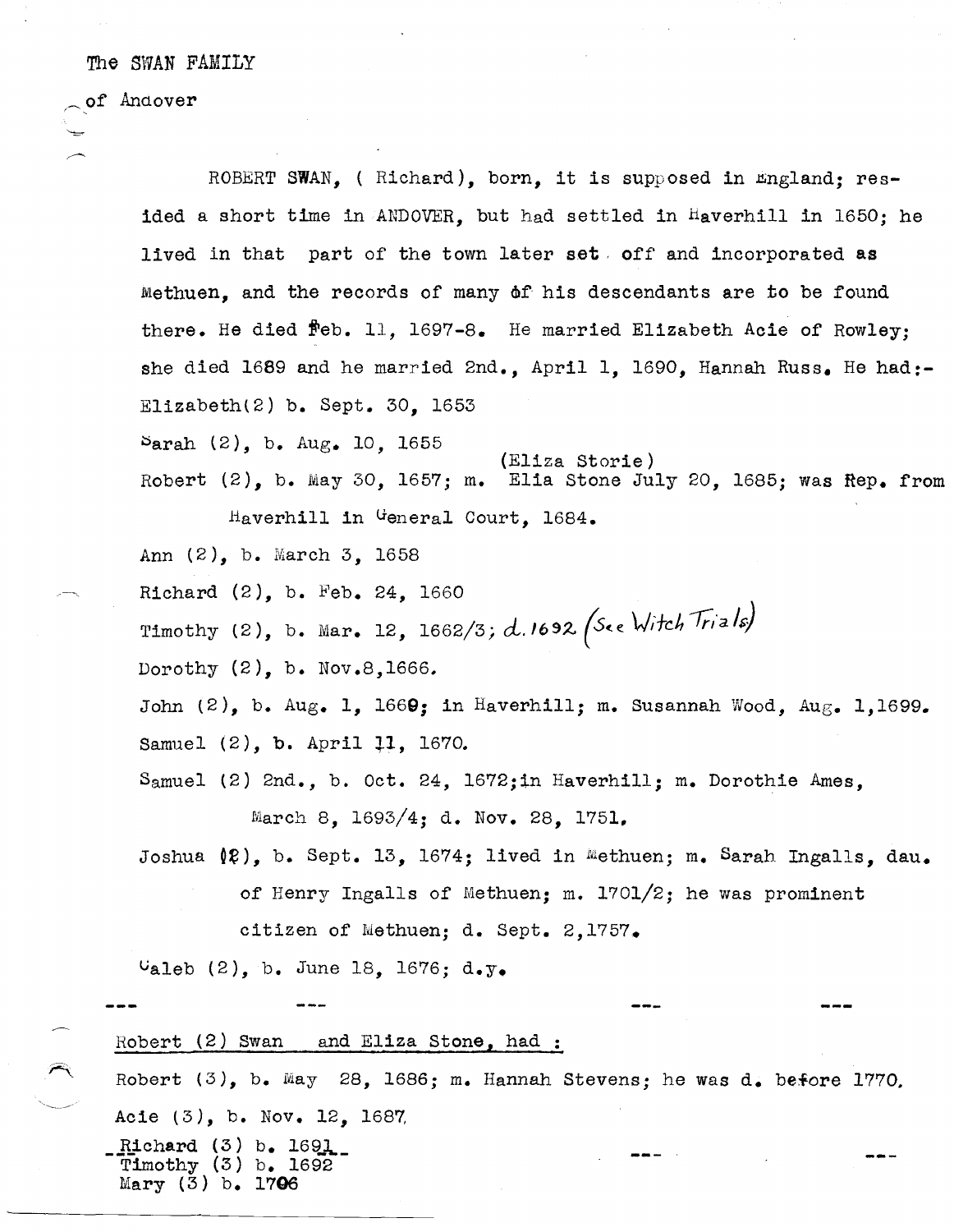The SWAN FAMILY

of Andover

ROBERT SWAN, ( Richard), born, it is supposed in England; resided a short time in ANDOVER, but had settled in Haverhill in 1650; he lived in that part of the town later set off and incorporated as Methuen, and the records of many of his descendants are to be found there. He died Feb. 11, 1697-8. He married Elizabeth Acie of Rowley; she died 1689 and he married 2nd., April 1, 1690, Hannah Russ. He had:-

Elizabeth(2) b. Sept. 30, 1653

Sarah (2), b. Aug. 10, 1655

Robert (2), b. May 30, 1657; m. (Eliza Storie) Elia Stone July 20, 1685; was Rep. from Haverhill in General Court, 1684.

Ann (2), b. March 3, 1658

Richard (2), b. Feb. 24, 1660

Timothy (2), b. Mar. 12, 1662/3; d. 1692 (See Witch Trials)

Dorothy (2), b. Nov.8,1666.

John (2), b. Aug. 1, 1669; in Haverhill; m. Susannah Wood, Aug. 1,1699.

Samuel (2), b. April 11, 1670.

Samuel (2) 2nd., b. Oct. 24, 1672;in Haverhill; m. Dorothie Ames, March 8, 1693/4; d. Nov. 28, 1751.

Joshua (2), b. Sept. 13, 1674; lived in Methuen; m. Sarah Ingalls, dau. of Henry Ingalls of Methuen; m. 1701/2; he was prominent citizen of Methuen; d. Sept. 2,1757.

Caleb (2), b. June 18, 1676; d.y.

--- --- --- ---

Robert (2) Swan and Eliza Stone, had :

Robert (3), b. May 28, 1686; m. Hannah Stevens; he was d. before 1770.

Acie (3), b. Nov. 12, 1687

Richard (3) b. 1691

Timothy (3) b. 1692

Mary (3) b. 1706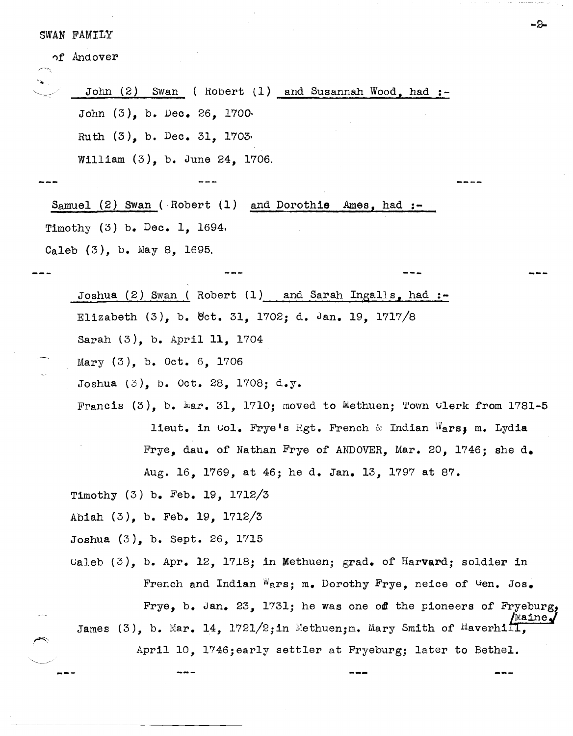SWAN FAMILY

of Andover

John (2) Swan ( Robert (1) and Susannah Wood, had :-

John (3), b. Dec. 26, 1700.

Ruth (3), b. Dec. 31, 1703.

William (3), b. June 24, 1706.

--- --- ----

Samuel (2) Swan ( Robert (1) and Dorothie Ames, had :-

Timothy (3) b. Dec. 1, 1694.

Caleb (3), b. May 8, 1695.

--- --- --- ---

Joshua (2) Swan ( Robert (1) and Sarah Ingalls, had :-

Elizabeth (3), b. Oct. 31, 1702; d. Jan. 19, 1717/8

Sarah (3), b. April 11, 1704

Mary (3), b. Oct. 6, 1706

Joshua (3), b. Oct. 28, 1708; d.y.

Francis (3), b. Mar. 31, 1710; moved to Methuen; Town Clerk from 1781-5 lieut. in Col. Frye's Rgt. French & Indian Wars; m. Lydia Frye, dau. of Nathan Frye of ANDOVER, Mar. 20, 1746; she d. Aug. 16, 1769, at 46; he d. Jan. 13, 1797 at 87.

Timothy (3) b. Feb. 19, 1712/3

Abiah (3), b. Feb. 19, 1712/3

Joshua (3), b. Sept. 26, 1715

Caleb (3), b. Apr. 12, 1718; in Methuen; grad. of Harvard; soldier in French and Indian Wars; m. Dorothy Frye, neice of Gen. Jos. Frye, b. Jan. 23, 1731; he was one of the pioneers of Fryeburg, Maine.

James (3), b. Mar. 14, 1721/2; in Methuen; m. Mary Smith of Haverhill, April 10, 1746; early settler at Fryeburg; later to Bethel.

--- --- --- ---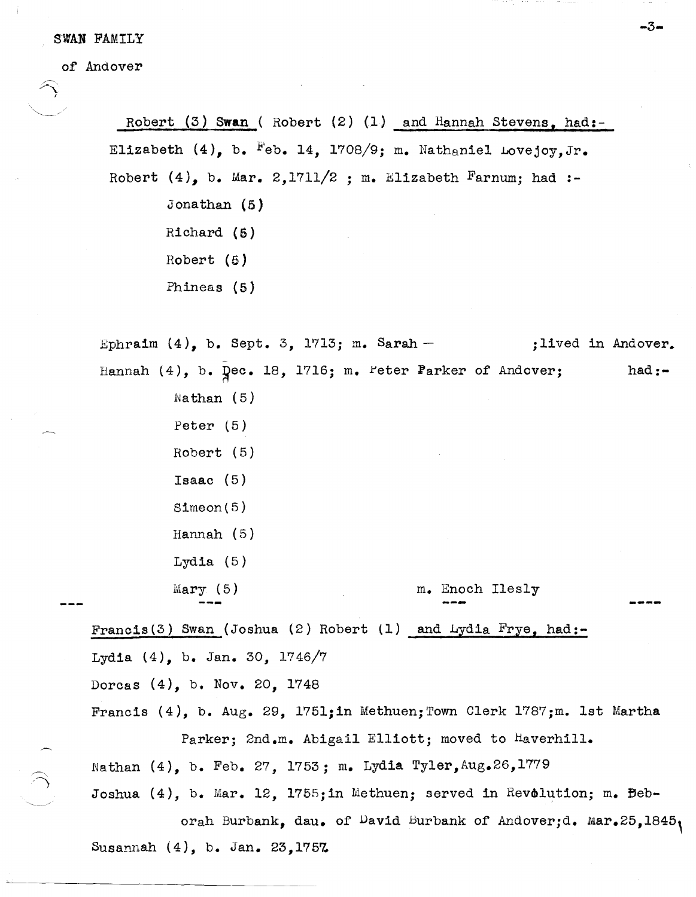SWAN FAMILY

of Andover

Robert (3) Swan ( Robert (2) (1) and Hannah Stevens, had:-

Elizabeth (4), b. Feb. 14, 1708/9; m. Nathaniel Lovejoy,Jr.

Robert (4), b. Mar. 2,1711/2 ; m. Elizabeth Farnum; had :-

- Jonathan (5)
- Richard (5)
- Robert (5)
- Phineas (5)

Ephraim (4), b. Sept. 3, 1713; m. Sarah — ;lived in Andover.

Hannah (4), b. Dec. 18, 1716; m. Peter Parker of Andover; had:-

- Nathan (5)
- Peter (5)
- Robert (5)
- Isaac (5)
- Simeon(5)
- Hannah (5)
- Lydia (5)
- Mary (5) m. Enoch Ilesly

---

Francis(3) Swan (Joshua (2) Robert (1) and Lydia Frye, had:-

Lydia (4), b. Jan. 30, 1746/7

Dorcas (4), b. Nov. 20, 1748

Francis (4), b. Aug. 29, 1751;in Methuen;Town Clerk 1787;m. 1st Martha Parker; 2nd.m. Abigail Elliott; moved to Haverhill.

Nathan (4), b. Feb. 27, 1753; m. Lydia Tyler,Aug.26,1779

Joshua (4), b. Mar. 12, 1755;in Methuen; served in Revolution; m. Deborah Burbank, dau. of David Burbank of Andover;d. Mar.25,1845.

Susannah (4), b. Jan. 23,1757.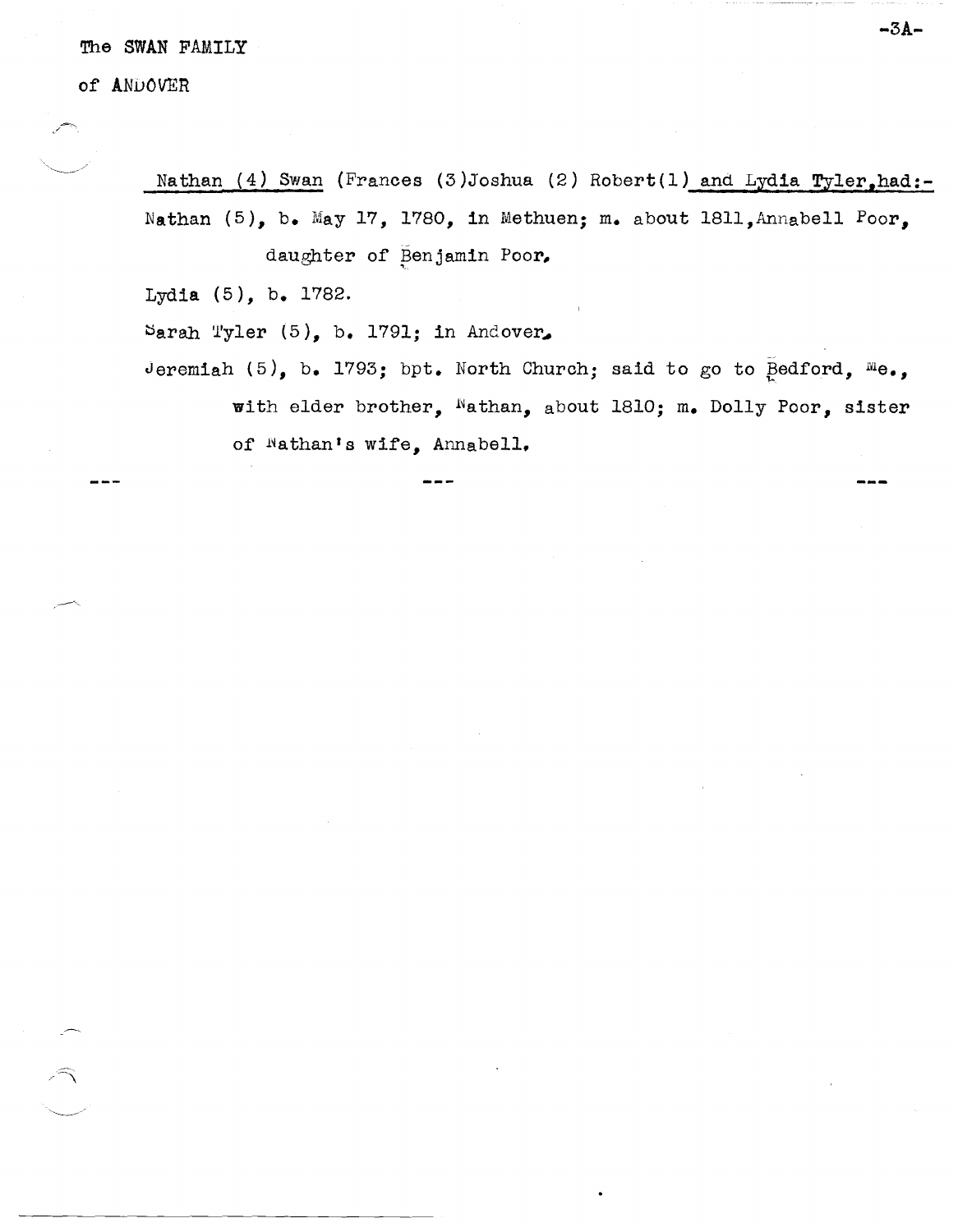The SWAN FAMILY

of ANDOVER

Nathan (4) Swan (Frances (3)Joshua (2) Robert(1) and Lydia Tyler,had:-

Nathan (5), b. May 17, 1780, in Methuen; m. about 1811,Annabell Poor, daughter of Benjamin Poor.

Lydia (5), b. 1782.

Sarah Tyler (5), b. 1791; in Andover.

Jeremiah (5), b. 1793; bpt. North Church; said to go to Bedford, Me., with elder brother, Nathan, about 1810; m. Dolly Poor, sister of Nathan's wife, Annabell.

--- --- ---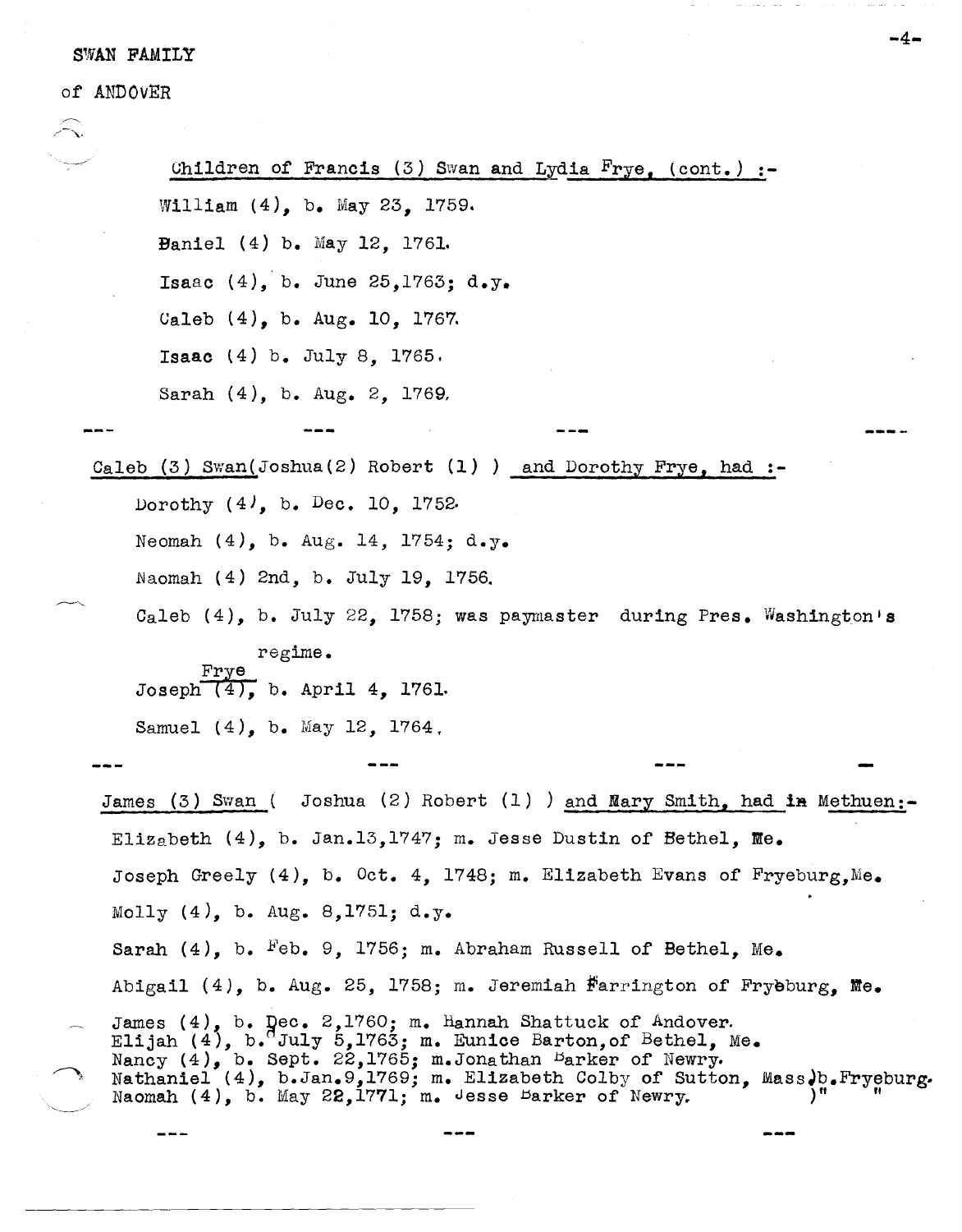Children of Francis (3) Swan and Lydia Frye, (cont.) :-

William (4), b. May 23, 1759.

Daniel (4) b. May 12, 1761.

Isaac (4), b. June 25,1763; d.y.

Caleb (4), b. Aug. 10, 1767.

Isaac (4) b. July 8, 1765.

Sarah (4), b. Aug. 2, 1769.

--- --- --- ---

Caleb (3) Swan(Joshua(2) Robert (1) ) and Dorothy Frye, had :-

Dorothy (4), b. Dec. 10, 1752.

Neomah (4), b. Aug. 14, 1754; d.y.

Naomah (4) 2nd, b. July 19, 1756.

Caleb (4), b. July 22, 1758; was paymaster during Pres. Washington's regime.

Joseph Frye (4), b. April 4, 1761.

Samuel (4), b. May 12, 1764.

--- --- --- ---

James (3) Swan ( Joshua (2) Robert (1) ) and Mary Smith, had in Methuen:-

Elizabeth (4), b. Jan.13,1747; m. Jesse Dustin of Bethel, Me.

Joseph Greely (4), b. Oct. 4, 1748; m. Elizabeth Evans of Fryeburg,Me.

Molly (4), b. Aug. 8,1751; d.y.

Sarah (4), b. Feb. 9, 1756; m. Abraham Russell of Bethel, Me.

Abigail (4), b. Aug. 25, 1758; m. Jeremiah Farrington of Fryeburg, Me.

James (4), b. Dec. 2,1760; m. Hannah Shattuck of Andover.
Elijah (4), b. July 5,1763; m. Eunice Barton,of Bethel, Me.
Nancy (4), b. Sept. 22,1765; m.Jonathan Barker of Newry.
Nathaniel (4), b.Jan.9,1769; m. Elizabeth Colby of Sutton, Mass)b.Fryeburg.
Naomah (4), b. May 22,1771; m. Jesse Barker of Newry. )" "

--- --- ---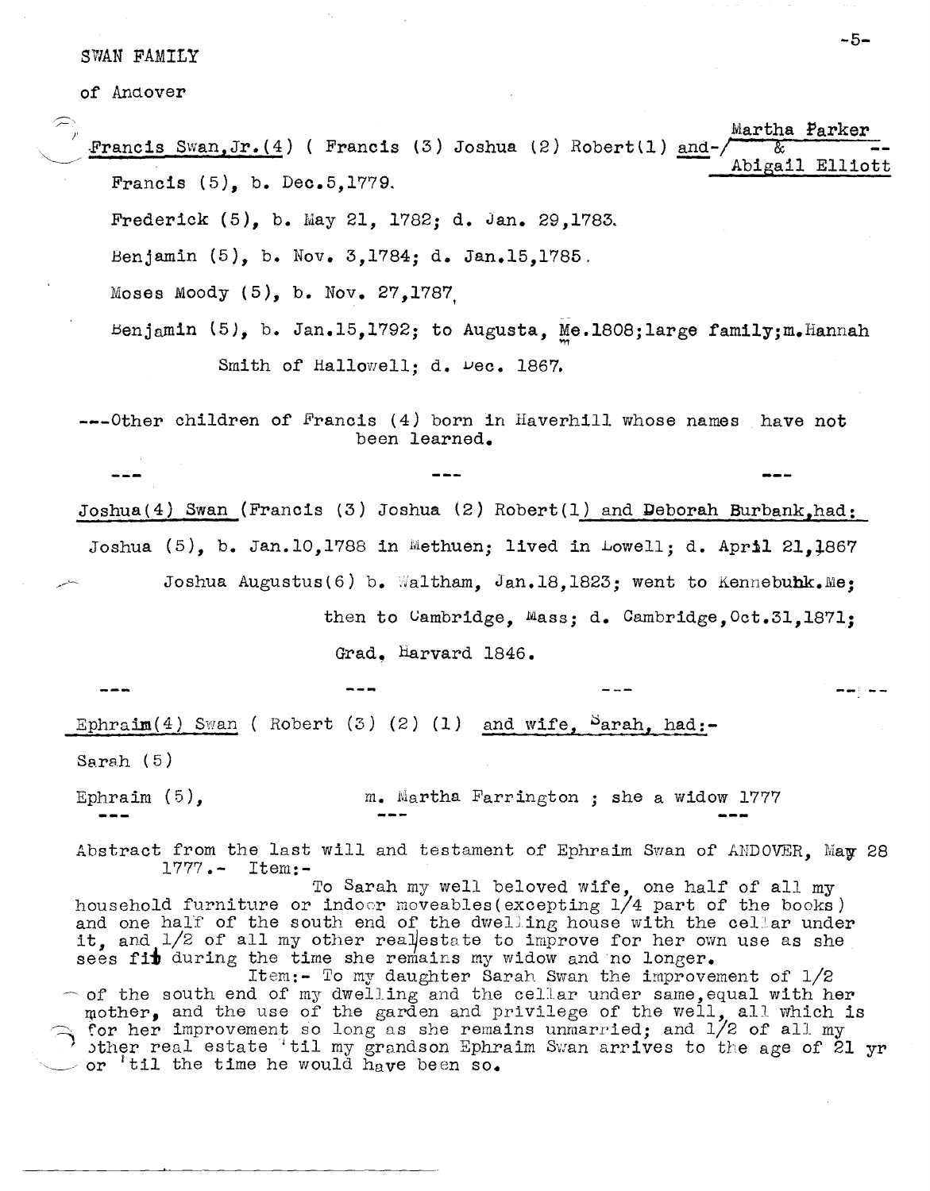SWAN FAMILY

of Andover

Francis Swan, Jr. (4) ( Francis (3) Joshua (2) Robert(1) and- Martha Parker & Abigail Elliott

Francis (5), b. Dec.5,1779.

Frederick (5), b. May 21, 1782; d. Jan. 29,1783.

Benjamin (5), b. Nov. 3,1784; d. Jan.15,1785.

Moses Moody (5), b. Nov. 27,1787,

Benjamin (5), b. Jan.15,1792; to Augusta, Me.1808; large family; m. Hannah Smith of Hallowell; d. Dec. 1867.

---Other children of Francis (4) born in Haverhill whose names have not been learned.

--- --- ---

Joshua(4) Swan (Francis (3) Joshua (2) Robert(1) and Deborah Burbank, had:

Joshua (5), b. Jan.10,1788 in Methuen; lived in Lowell; d. April 21,1867

Joshua Augustus(6) b. Waltham, Jan.18,1823; went to Kennebunk.Me; then to Cambridge, Mass; d. Cambridge, Oct.31,1871; Grad. Harvard 1846.

--- --- --- ---

Ephraim(4) Swan ( Robert (3) (2) (1) and wife, Sarah, had:-

Sarah (5)

Ephraim (5), m. Martha Farrington ; she a widow 1777

--- --- ---

Abstract from the last will and testament of Ephraim Swan of ANDOVER, May 28 1777.- Item:-

To Sarah my well beloved wife, one half of all my household furniture or indoor moveables (excepting 1/4 part of the books) and one half of the south end of the dwelling house with the cellar under it, and 1/2 of all my other realestate to improve for her own use as she sees fit during the time she remains my widow and no longer.

Item:- To my daughter Sarah Swan the improvement of 1/2 of the south end of my dwelling and the cellar under same, equal with her mother, and the use of the garden and privilege of the well, all which is for her improvement so long as she remains unmarried; and 1/2 of all my other real estate 'til my grandson Ephraim Swan arrives to the age of 21 yr or 'til the time he would have been so.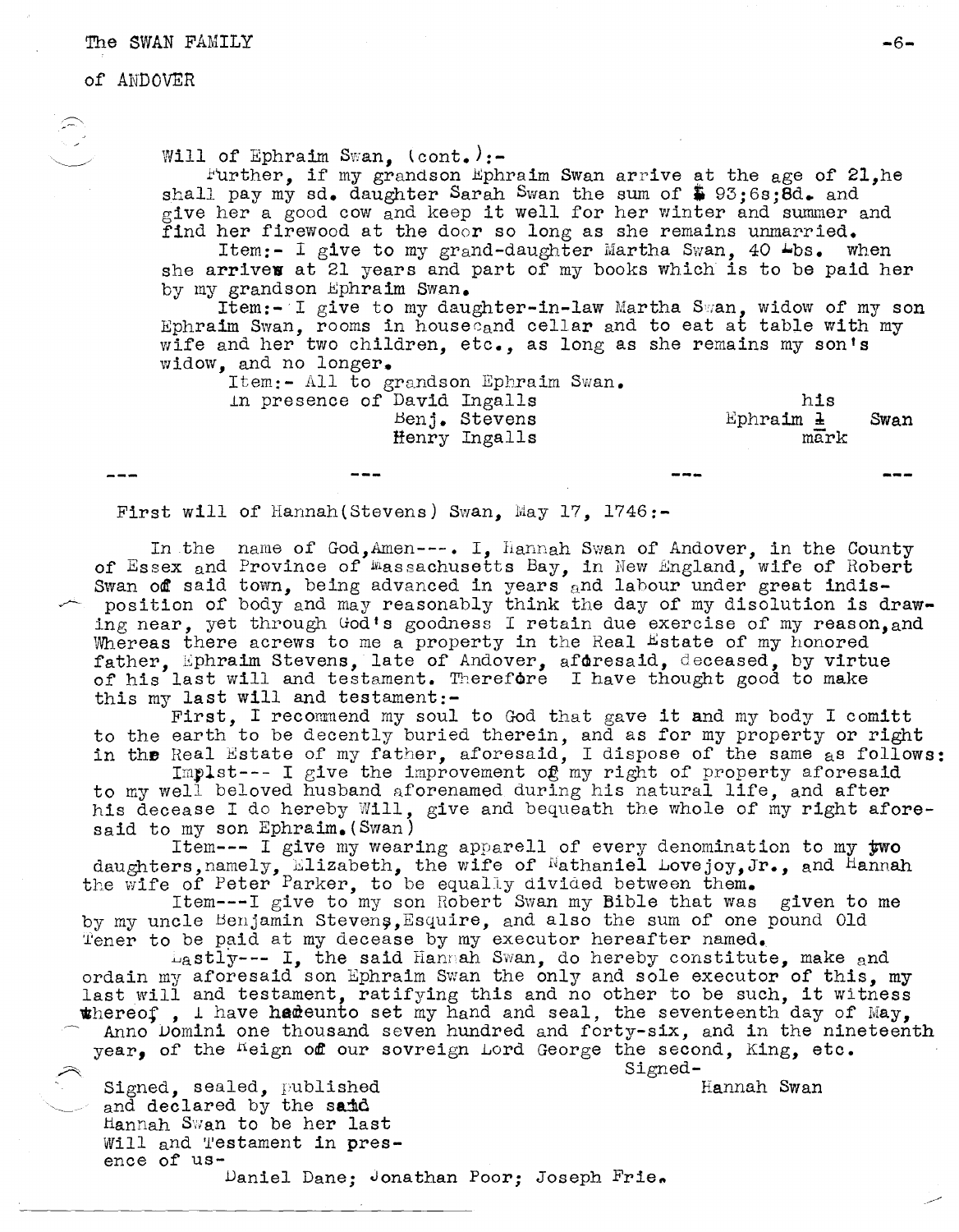Will of Ephraim Swan, (cont.):-

Further, if my grandson Ephraim Swan arrive at the age of 21,he shall pay my sd. daughter Sarah Swan the sum of $ 93;6s;8d. and give her a good cow and keep it well for her winter and summer and find her firewood at the door so long as she remains unmarried.

Item:- I give to my grand-daughter Martha Swan, 40 Lbs. when she arrives at 21 years and part of my books which is to be paid her by my grandson Ephraim Swan.

Item:- I give to my daughter-in-law Martha Swan, widow of my son Ephraim Swan, rooms in house and cellar and to eat at table with my wife and her two children, etc., as long as she remains my son's widow, and no longer.

Item:- All to grandson Ephraim Swan.

In presence of David Ingalls
Benj. Stevens
Henry Ingalls

his
Ephraim 1 Swan
mark

--- --- --- ---

First will of Hannah(Stevens) Swan, May 17, 1746:-

In the name of God,Amen---. I, Hannah Swan of Andover, in the County of Essex and Province of Massachusetts Bay, in New England, wife of Robert Swan of said town, being advanced in years and labour under great indisposition of body and may reasonably think the day of my disolution is drawing near, yet through God's goodness I retain due exercise of my reason,and Whereas there acrews to me a property in the Real Estate of my honored father, Ephraim Stevens, late of Andover, aforesaid, deceased, by virtue of his last will and testament. Therefore I have thought good to make this my last will and testament:-

First, I recommend my soul to God that gave it and my body I comitt to the earth to be decently buried therein, and as for my property or right in the Real Estate of my father, aforesaid, I dispose of the same as follows:

Implst--- I give the improvement of my right of property aforesaid to my well beloved husband aforenamed during his natural life, and after his decease I do hereby Will, give and bequeath the whole of my right aforesaid to my son Ephraim.(Swan)

Item--- I give my wearing apparell of every denomination to my two daughters,namely, Elizabeth, the wife of Nathaniel Lovejoy,Jr., and Hannah the wife of Peter Parker, to be equally divided between them.

Item---I give to my son Robert Swan my Bible that was given to me by my uncle Benjamin Stevens,Esquire, and also the sum of one pound Old Tener to be paid at my decease by my executor hereafter named.

Lastly--- I, the said Hannah Swan, do hereby constitute, make and ordain my aforesaid son Ephraim Swan the only and sole executor of this, my last will and testament, ratifying this and no other to be such, it witness whereof , I have hereunto set my hand and seal, the seventeenth day of May, Anno Domini one thousand seven hundred and forty-six, and in the nineteenth year, of the Reign of our sovreign Lord George the second, King, etc.

Signed-
Hannah Swan

Signed, sealed, published and declared by the said Hannah Swan to be her last Will and Testament in presence of us-

Daniel Dane; Jonathan Poor; Joseph Frie.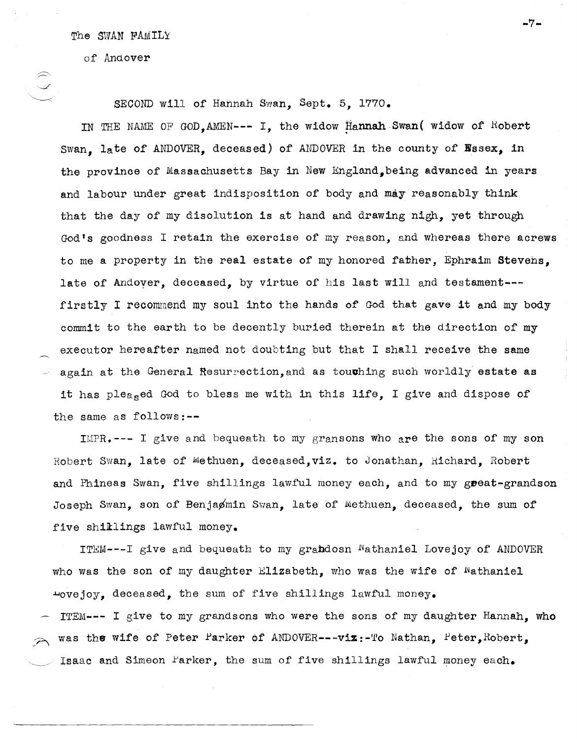The SWAN FAMILY

of Andover

SECOND will of Hannah Swan, Sept. 5, 1770.

IN THE NAME OF GOD,AMEN--- I, the widow Hannah Swan( widow of Robert Swan, late of ANDOVER, deceased) of ANDOVER in the county of Essex, in the province of Massachusetts Bay in New England,being advanced in years and labour under great indisposition of body and may reasonably think that the day of my disolution is at hand and drawing nigh, yet through God's goodness I retain the exercise of my reason, and whereas there acrews to me a property in the real estate of my honored father, Ephraim Stevens, late of Andover, deceased, by virtue of his last will and testament--- firstly I recommend my soul into the hands of God that gave it and my body commit to the earth to be decently buried therein at the direction of my executor hereafter named not doubting but that I shall receive the same again at the General Resurrection,and as touching such worldly estate as it has pleased God to bless me with in this life, I give and dispose of the same as follows:--

IMPR.--- I give and bequeath to my gransons who are the sons of my son Robert Swan, late of Methuen, deceased,viz. to Jonathan, Richard, Robert and Phineas Swan, five shillings lawful money each, and to my great-grandson Joseph Swan, son of Benjamin Swan, late of Methuen, deceased, the sum of five shillings lawful money.

ITEM---I give and bequeath to my grandosn Nathaniel Lovejoy of ANDOVER who was the son of my daughter Elizabeth, who was the wife of Nathaniel Lovejoy, deceased, the sum of five shillings lawful money.

ITEM--- I give to my grandsons who were the sons of my daughter Hannah, who was the wife of Peter Parker of ANDOVER---viz:-To Nathan, Peter,Robert, Isaac and Simeon Parker, the sum of five shillings lawful money each.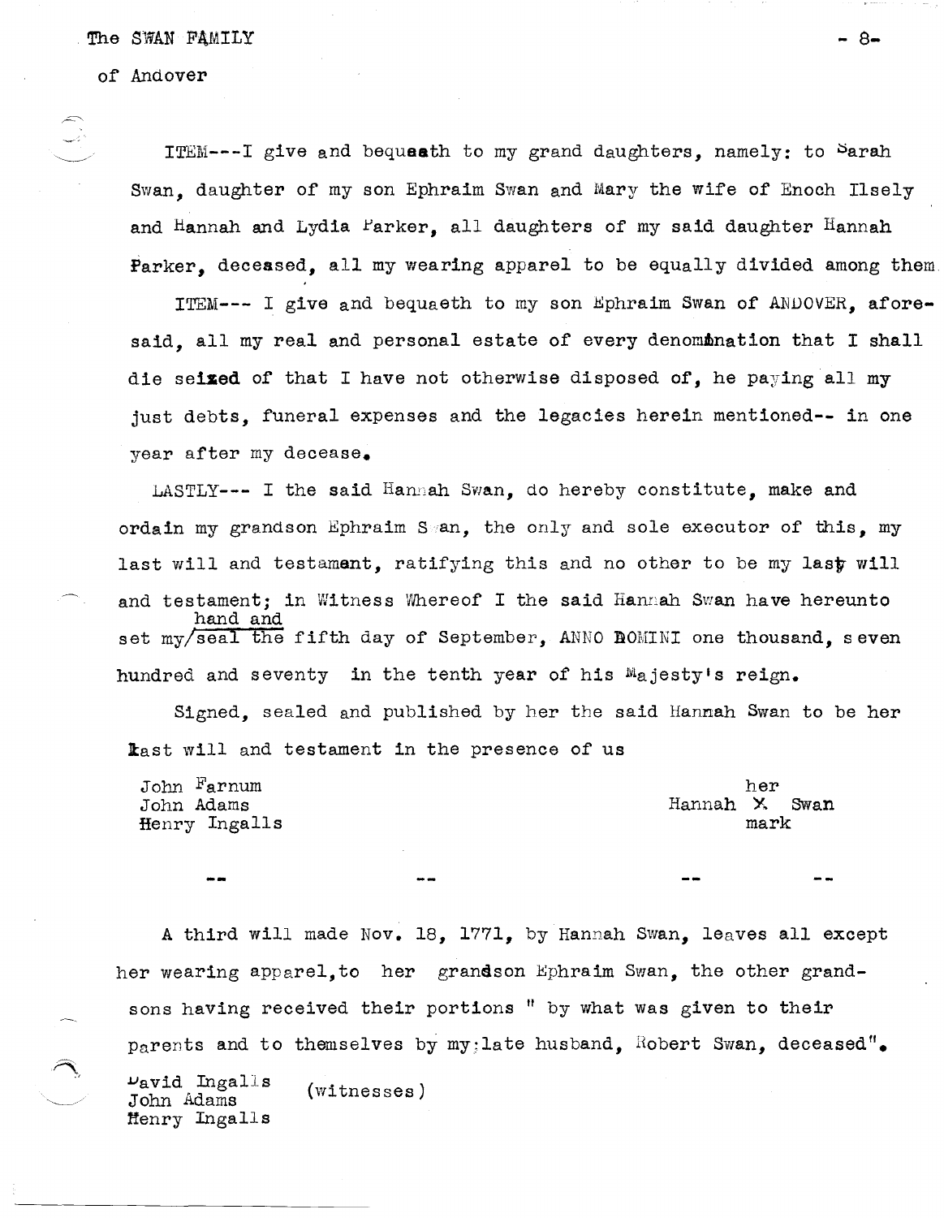ITEM---I give and bequeath to my grand daughters, namely: to Sarah Swan, daughter of my son Ephraim Swan and Mary the wife of Enoch Ilsely and Hannah and Lydia Parker, all daughters of my said daughter Hannah Parker, deceased, all my wearing apparel to be equally divided among them.

ITEM--- I give and bequaeth to my son Ephraim Swan of ANDOVER, aforesaid, all my real and personal estate of every denomination that I shall die seized of that I have not otherwise disposed of, he paying all my just debts, funeral expenses and the legacies herein mentioned-- in one year after my decease.

LASTLY--- I the said Hannah Swan, do hereby constitute, make and ordain my grandson Ephraim Swan, the only and sole executor of this, my last will and testament, ratifying this and no other to be my last will and testament; in Witness Whereof I the said Hannah Swan have hereunto set my hand and seal the fifth day of September, ANNO DOMINI one thousand, seven hundred and seventy in the tenth year of his Majesty's reign.

Signed, sealed and published by her the said Hannah Swan to be her last will and testament in the presence of us

John Farnum
John Adams
Henry Ingalls

her
Hannah X Swan
mark

-- -- -- --

A third will made Nov. 18, 1771, by Hannah Swan, leaves all except her wearing apparel,to her grandson Ephraim Swan, the other grandsons having received their portions " by what was given to their parents and to themselves by my late husband, Robert Swan, deceased".

David Ingalls
John Adams (witnesses)
Henry Ingalls